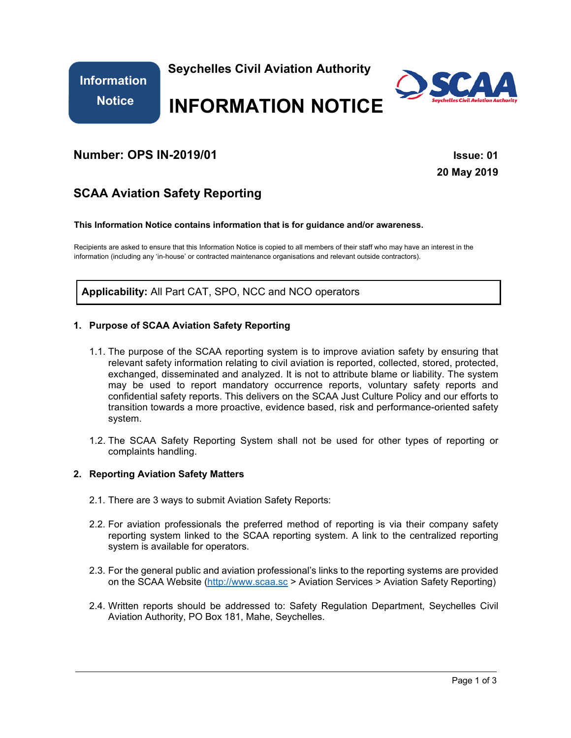Information Notice

**Seychelles Civil Aviation Authority**

# INFORMATION NOTICE

SCAA Seychelles Civil Aviation Authority

## Number: OPS IN-2019/01

**Issue: 01**
**20 May 2019**

## SCAA Aviation Safety Reporting

**This Information Notice contains information that is for guidance and/or awareness.**

Recipients are asked to ensure that this Information Notice is copied to all members of their staff who may have an interest in the information (including any 'in-house' or contracted maintenance organisations and relevant outside contractors).

**Applicability:** All Part CAT, SPO, NCC and NCO operators

### 1. Purpose of SCAA Aviation Safety Reporting

1.1. The purpose of the SCAA reporting system is to improve aviation safety by ensuring that relevant safety information relating to civil aviation is reported, collected, stored, protected, exchanged, disseminated and analyzed. It is not to attribute blame or liability. The system may be used to report mandatory occurrence reports, voluntary safety reports and confidential safety reports. This delivers on the SCAA Just Culture Policy and our efforts to transition towards a more proactive, evidence based, risk and performance-oriented safety system.

1.2. The SCAA Safety Reporting System shall not be used for other types of reporting or complaints handling.

### 2. Reporting Aviation Safety Matters

2.1. There are 3 ways to submit Aviation Safety Reports:

2.2. For aviation professionals the preferred method of reporting is via their company safety reporting system linked to the SCAA reporting system. A link to the centralized reporting system is available for operators.

2.3. For the general public and aviation professional's links to the reporting systems are provided on the SCAA Website (http://www.scaa.sc > Aviation Services > Aviation Safety Reporting)

2.4. Written reports should be addressed to: Safety Regulation Department, Seychelles Civil Aviation Authority, PO Box 181, Mahe, Seychelles.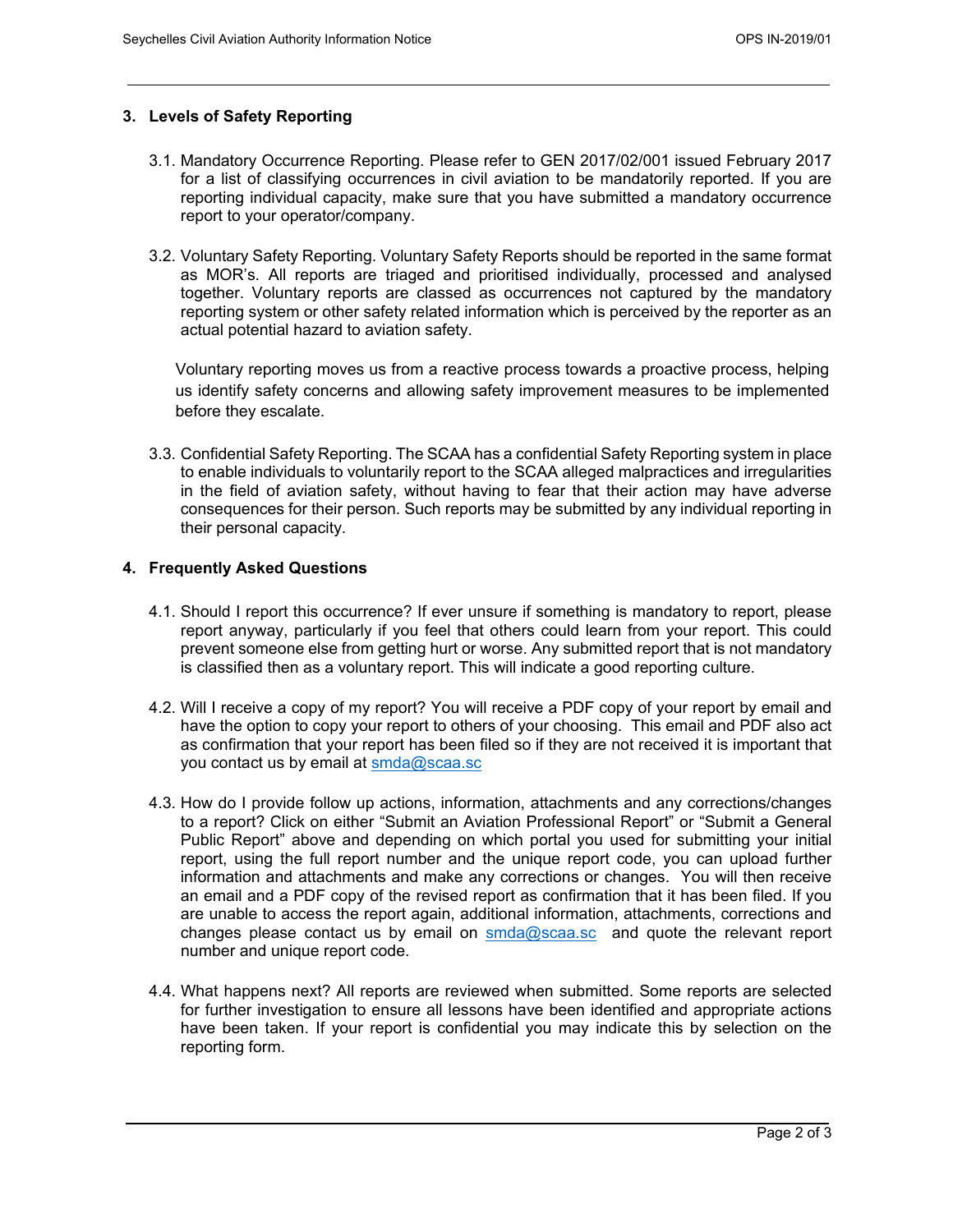## 3. Levels of Safety Reporting

3.1. Mandatory Occurrence Reporting. Please refer to GEN 2017/02/001 issued February 2017 for a list of classifying occurrences in civil aviation to be mandatorily reported. If you are reporting individual capacity, make sure that you have submitted a mandatory occurrence report to your operator/company.

3.2. Voluntary Safety Reporting. Voluntary Safety Reports should be reported in the same format as MOR's. All reports are triaged and prioritised individually, processed and analysed together. Voluntary reports are classed as occurrences not captured by the mandatory reporting system or other safety related information which is perceived by the reporter as an actual potential hazard to aviation safety.

Voluntary reporting moves us from a reactive process towards a proactive process, helping us identify safety concerns and allowing safety improvement measures to be implemented before they escalate.

3.3. Confidential Safety Reporting. The SCAA has a confidential Safety Reporting system in place to enable individuals to voluntarily report to the SCAA alleged malpractices and irregularities in the field of aviation safety, without having to fear that their action may have adverse consequences for their person. Such reports may be submitted by any individual reporting in their personal capacity.

## 4. Frequently Asked Questions

4.1. Should I report this occurrence? If ever unsure if something is mandatory to report, please report anyway, particularly if you feel that others could learn from your report. This could prevent someone else from getting hurt or worse. Any submitted report that is not mandatory is classified then as a voluntary report. This will indicate a good reporting culture.

4.2. Will I receive a copy of my report? You will receive a PDF copy of your report by email and have the option to copy your report to others of your choosing. This email and PDF also act as confirmation that your report has been filed so if they are not received it is important that you contact us by email at smda@scaa.sc

4.3. How do I provide follow up actions, information, attachments and any corrections/changes to a report? Click on either "Submit an Aviation Professional Report" or "Submit a General Public Report" above and depending on which portal you used for submitting your initial report, using the full report number and the unique report code, you can upload further information and attachments and make any corrections or changes. You will then receive an email and a PDF copy of the revised report as confirmation that it has been filed. If you are unable to access the report again, additional information, attachments, corrections and changes please contact us by email on smda@scaa.sc and quote the relevant report number and unique report code.

4.4. What happens next? All reports are reviewed when submitted. Some reports are selected for further investigation to ensure all lessons have been identified and appropriate actions have been taken. If your report is confidential you may indicate this by selection on the reporting form.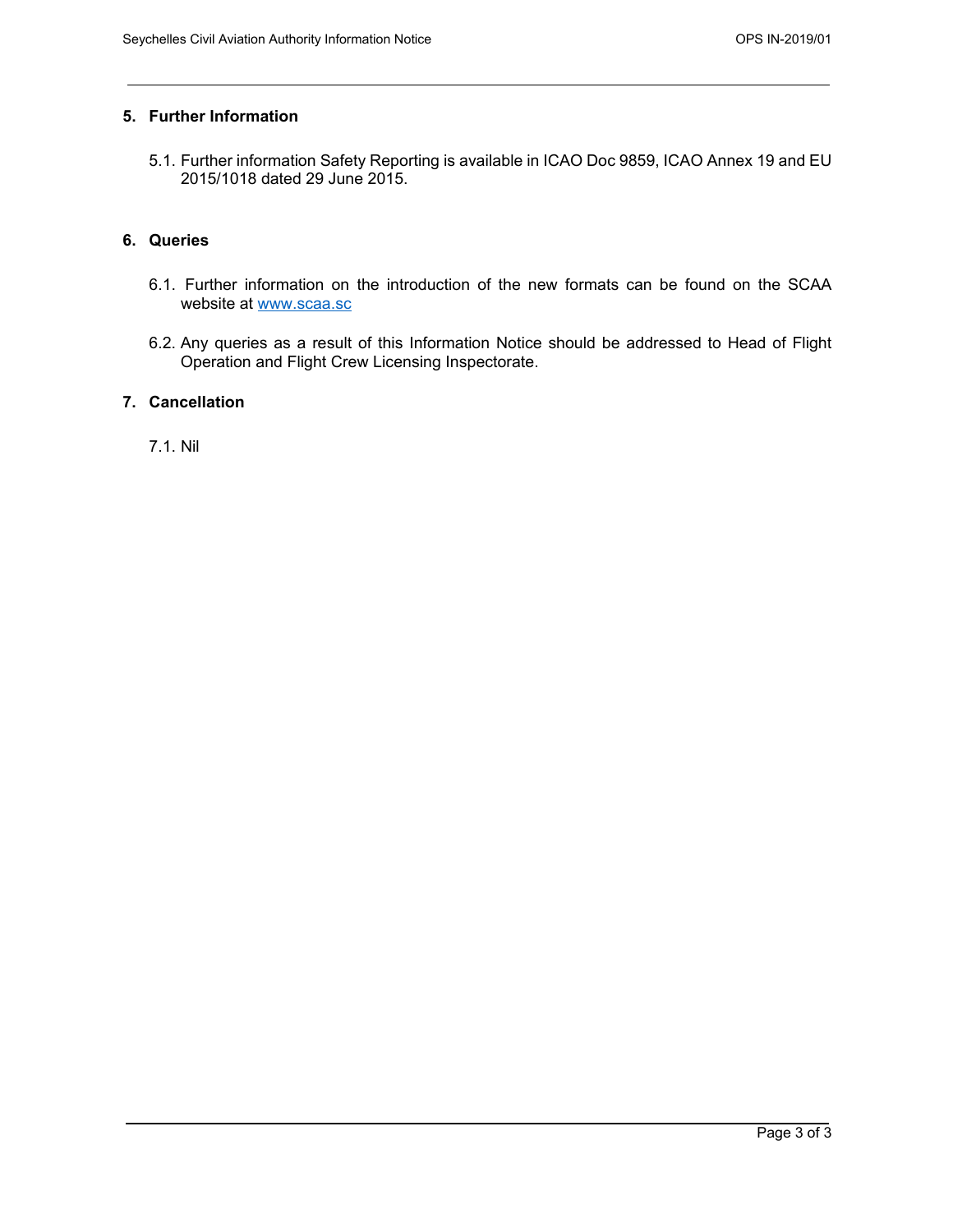## 5. Further Information

5.1. Further information Safety Reporting is available in ICAO Doc 9859, ICAO Annex 19 and EU 2015/1018 dated 29 June 2015.

## 6. Queries

6.1. Further information on the introduction of the new formats can be found on the SCAA website at www.scaa.sc

6.2. Any queries as a result of this Information Notice should be addressed to Head of Flight Operation and Flight Crew Licensing Inspectorate.

## 7. Cancellation

7.1. Nil